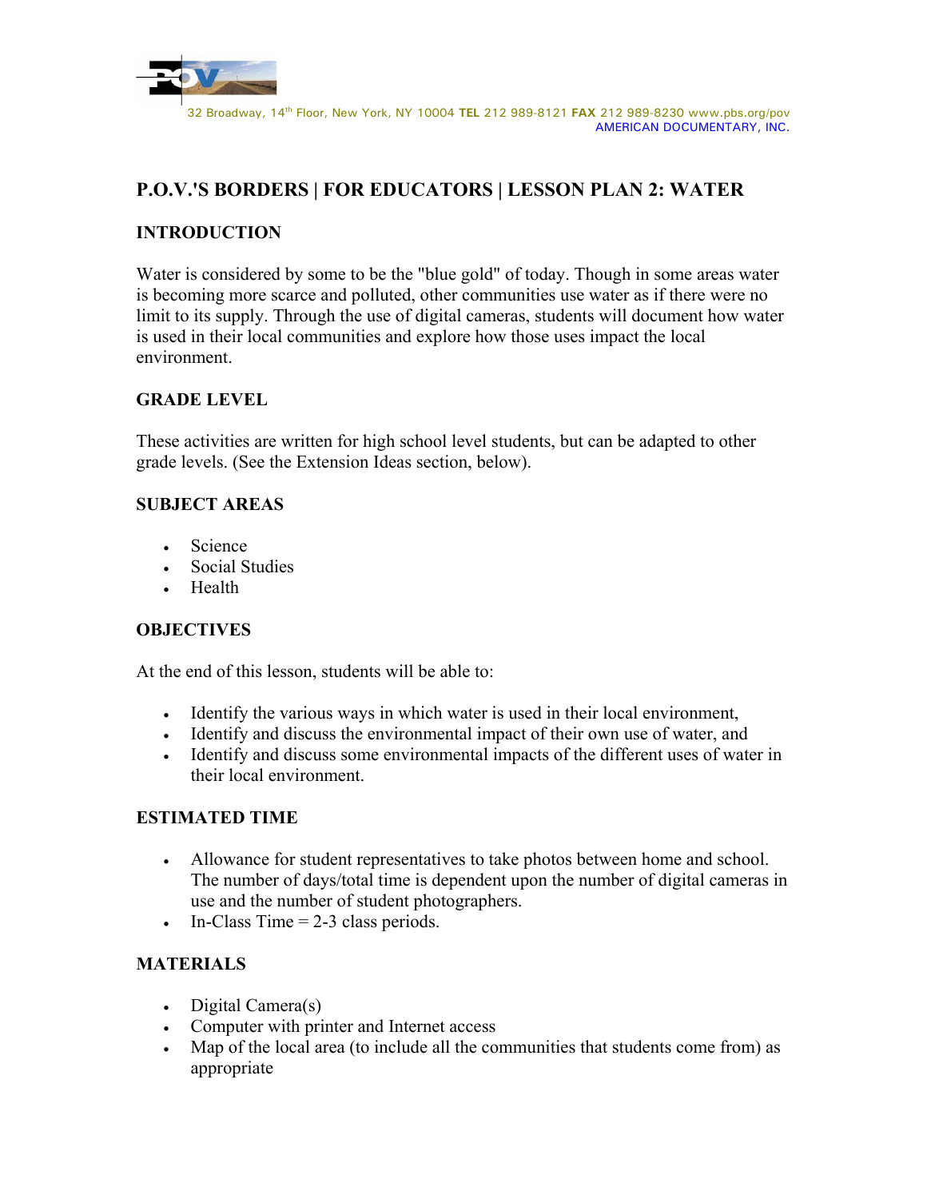32 Broadway, 14th Floor, New York, NY 10004 **TEL** 212 989-8121 **FAX** 212 989-8230 www.pbs.org/pov
AMERICAN DOCUMENTARY, INC.

# P.O.V.'S BORDERS | FOR EDUCATORS | LESSON PLAN 2: WATER

## INTRODUCTION

Water is considered by some to be the "blue gold" of today. Though in some areas water is becoming more scarce and polluted, other communities use water as if there were no limit to its supply. Through the use of digital cameras, students will document how water is used in their local communities and explore how those uses impact the local environment.

## GRADE LEVEL

These activities are written for high school level students, but can be adapted to other grade levels. (See the Extension Ideas section, below).

## SUBJECT AREAS

- Science
- Social Studies
- Health

## OBJECTIVES

At the end of this lesson, students will be able to:

- Identify the various ways in which water is used in their local environment,
- Identify and discuss the environmental impact of their own use of water, and
- Identify and discuss some environmental impacts of the different uses of water in their local environment.

## ESTIMATED TIME

- Allowance for student representatives to take photos between home and school. The number of days/total time is dependent upon the number of digital cameras in use and the number of student photographers.
- In-Class Time = 2-3 class periods.

## MATERIALS

- Digital Camera(s)
- Computer with printer and Internet access
- Map of the local area (to include all the communities that students come from) as appropriate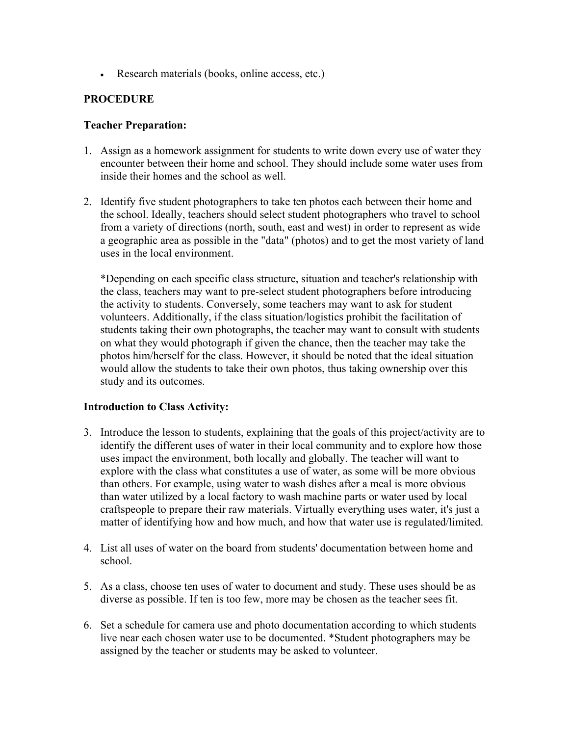- Research materials (books, online access, etc.)

**PROCEDURE**

**Teacher Preparation:**

1. Assign as a homework assignment for students to write down every use of water they encounter between their home and school. They should include some water uses from inside their homes and the school as well.

2. Identify five student photographers to take ten photos each between their home and the school. Ideally, teachers should select student photographers who travel to school from a variety of directions (north, south, east and west) in order to represent as wide a geographic area as possible in the "data" (photos) and to get the most variety of land uses in the local environment.

   *Depending on each specific class structure, situation and teacher's relationship with the class, teachers may want to pre-select student photographers before introducing the activity to students. Conversely, some teachers may want to ask for student volunteers. Additionally, if the class situation/logistics prohibit the facilitation of students taking their own photographs, the teacher may want to consult with students on what they would photograph if given the chance, then the teacher may take the photos him/herself for the class. However, it should be noted that the ideal situation would allow the students to take their own photos, thus taking ownership over this study and its outcomes.

**Introduction to Class Activity:**

3. Introduce the lesson to students, explaining that the goals of this project/activity are to identify the different uses of water in their local community and to explore how those uses impact the environment, both locally and globally. The teacher will want to explore with the class what constitutes a use of water, as some will be more obvious than others. For example, using water to wash dishes after a meal is more obvious than water utilized by a local factory to wash machine parts or water used by local craftspeople to prepare their raw materials. Virtually everything uses water, it's just a matter of identifying how and how much, and how that water use is regulated/limited.

4. List all uses of water on the board from students' documentation between home and school.

5. As a class, choose ten uses of water to document and study. These uses should be as diverse as possible. If ten is too few, more may be chosen as the teacher sees fit.

6. Set a schedule for camera use and photo documentation according to which students live near each chosen water use to be documented. *Student photographers may be assigned by the teacher or students may be asked to volunteer.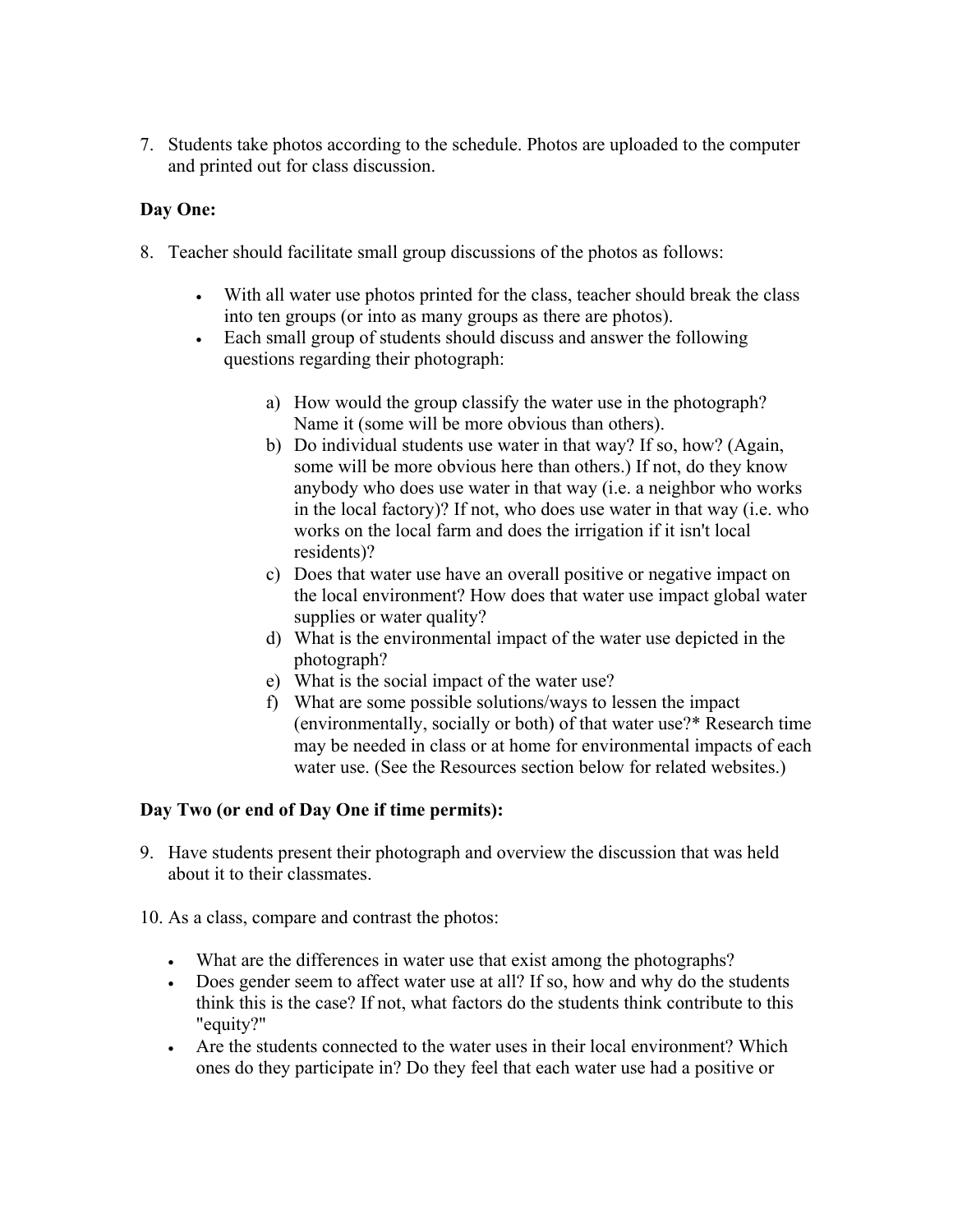7. Students take photos according to the schedule. Photos are uploaded to the computer and printed out for class discussion.

**Day One:**

8. Teacher should facilitate small group discussions of the photos as follows:

    - With all water use photos printed for the class, teacher should break the class into ten groups (or into as many groups as there are photos).
    - Each small group of students should discuss and answer the following questions regarding their photograph:

        a) How would the group classify the water use in the photograph? Name it (some will be more obvious than others).
        b) Do individual students use water in that way? If so, how? (Again, some will be more obvious here than others.) If not, do they know anybody who does use water in that way (i.e. a neighbor who works in the local factory)? If not, who does use water in that way (i.e. who works on the local farm and does the irrigation if it isn't local residents)?
        c) Does that water use have an overall positive or negative impact on the local environment? How does that water use impact global water supplies or water quality?
        d) What is the environmental impact of the water use depicted in the photograph?
        e) What is the social impact of the water use?
        f) What are some possible solutions/ways to lessen the impact (environmentally, socially or both) of that water use?* Research time may be needed in class or at home for environmental impacts of each water use. (See the Resources section below for related websites.)

**Day Two (or end of Day One if time permits):**

9. Have students present their photograph and overview the discussion that was held about it to their classmates.

10. As a class, compare and contrast the photos:

    - What are the differences in water use that exist among the photographs?
    - Does gender seem to affect water use at all? If so, how and why do the students think this is the case? If not, what factors do the students think contribute to this "equity?"
    - Are the students connected to the water uses in their local environment? Which ones do they participate in? Do they feel that each water use had a positive or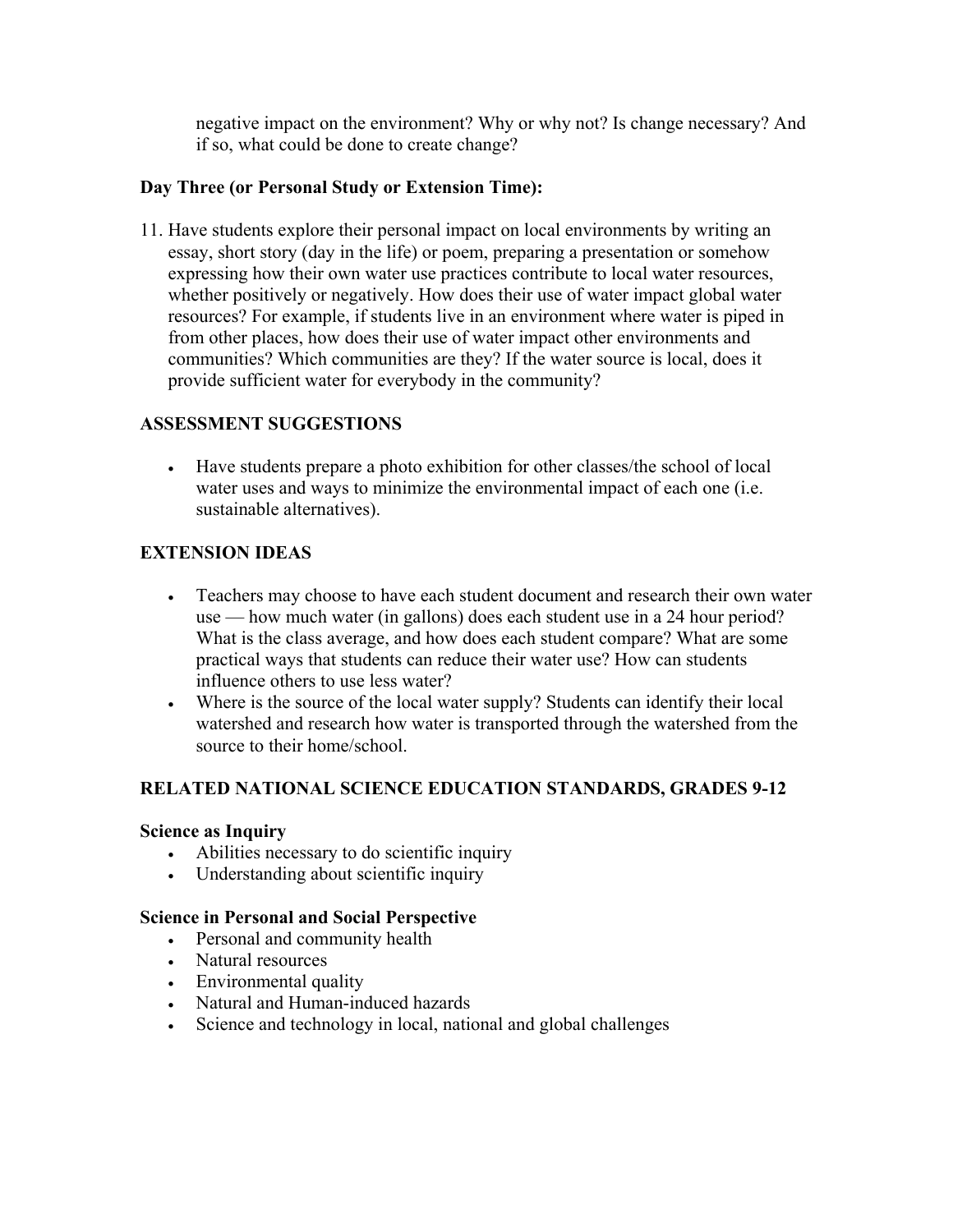negative impact on the environment? Why or why not? Is change necessary? And if so, what could be done to create change?

**Day Three (or Personal Study or Extension Time):**

11. Have students explore their personal impact on local environments by writing an essay, short story (day in the life) or poem, preparing a presentation or somehow expressing how their own water use practices contribute to local water resources, whether positively or negatively. How does their use of water impact global water resources? For example, if students live in an environment where water is piped in from other places, how does their use of water impact other environments and communities? Which communities are they? If the water source is local, does it provide sufficient water for everybody in the community?

## ASSESSMENT SUGGESTIONS

- Have students prepare a photo exhibition for other classes/the school of local water uses and ways to minimize the environmental impact of each one (i.e. sustainable alternatives).

## EXTENSION IDEAS

- Teachers may choose to have each student document and research their own water use — how much water (in gallons) does each student use in a 24 hour period? What is the class average, and how does each student compare? What are some practical ways that students can reduce their water use? How can students influence others to use less water?
- Where is the source of the local water supply? Students can identify their local watershed and research how water is transported through the watershed from the source to their home/school.

## RELATED NATIONAL SCIENCE EDUCATION STANDARDS, GRADES 9-12

### Science as Inquiry

- Abilities necessary to do scientific inquiry
- Understanding about scientific inquiry

### Science in Personal and Social Perspective

- Personal and community health
- Natural resources
- Environmental quality
- Natural and Human-induced hazards
- Science and technology in local, national and global challenges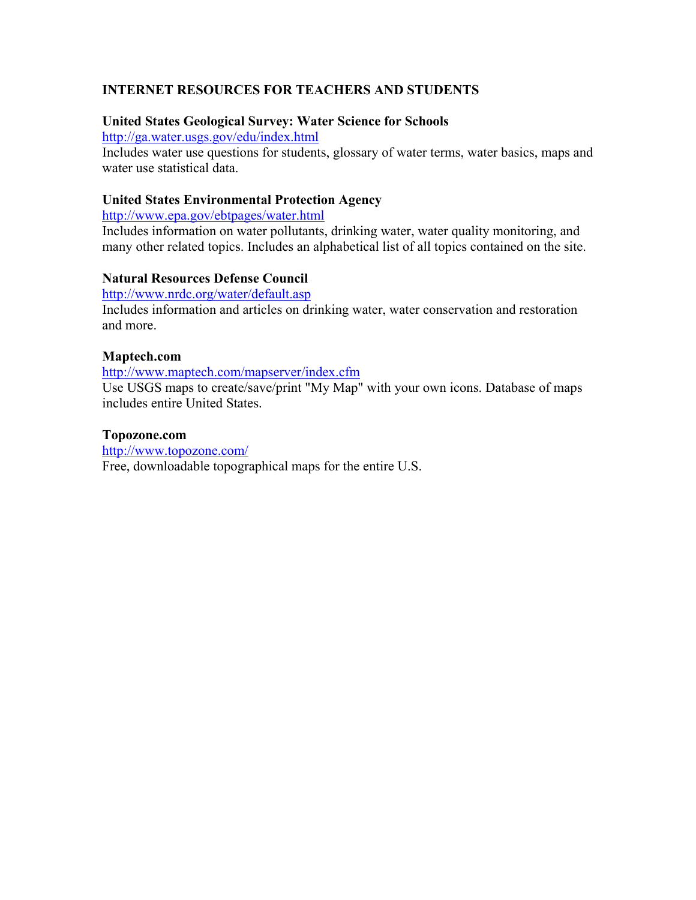## INTERNET RESOURCES FOR TEACHERS AND STUDENTS

### United States Geological Survey: Water Science for Schools

http://ga.water.usgs.gov/edu/index.html

Includes water use questions for students, glossary of water terms, water basics, maps and water use statistical data.

### United States Environmental Protection Agency

http://www.epa.gov/ebtpages/water.html

Includes information on water pollutants, drinking water, water quality monitoring, and many other related topics. Includes an alphabetical list of all topics contained on the site.

### Natural Resources Defense Council

http://www.nrdc.org/water/default.asp

Includes information and articles on drinking water, water conservation and restoration and more.

### Maptech.com

http://www.maptech.com/mapserver/index.cfm

Use USGS maps to create/save/print "My Map" with your own icons. Database of maps includes entire United States.

### Topozone.com

http://www.topozone.com/

Free, downloadable topographical maps for the entire U.S.